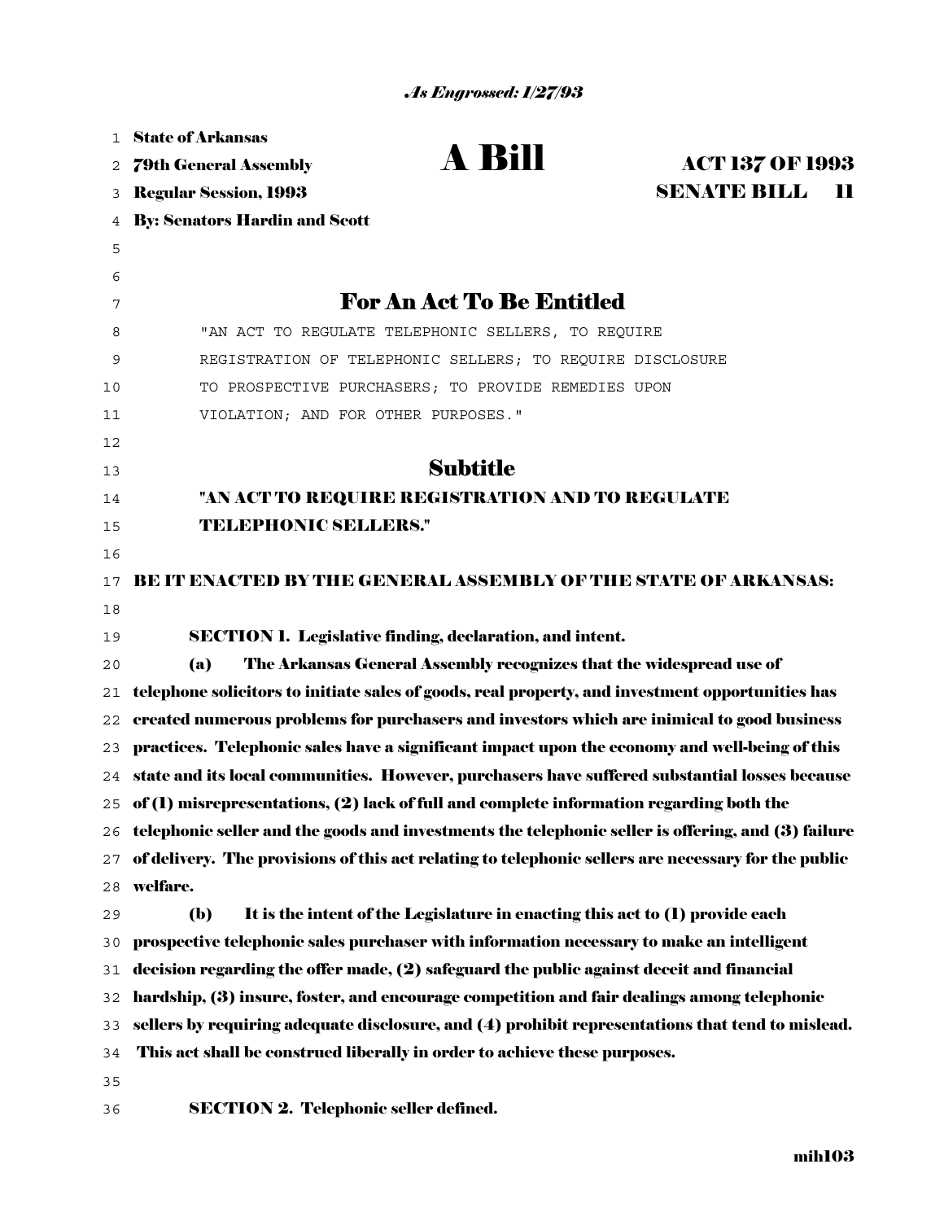*As Engrossed: 1/27/93*

**State of Arkansas**
**79th General Assembly**
**Regular Session, 1993**
**By: Senators Hardin and Scott**

# A Bill

**ACT 137 OF 1993**
**SENATE BILL 11**

## For An Act To Be Entitled

"AN ACT TO REGULATE TELEPHONIC SELLERS, TO REQUIRE REGISTRATION OF TELEPHONIC SELLERS; TO REQUIRE DISCLOSURE TO PROSPECTIVE PURCHASERS; TO PROVIDE REMEDIES UPON VIOLATION; AND FOR OTHER PURPOSES."

## Subtitle

**"AN ACT TO REQUIRE REGISTRATION AND TO REGULATE TELEPHONIC SELLERS."**

**BE IT ENACTED BY THE GENERAL ASSEMBLY OF THE STATE OF ARKANSAS:**

**SECTION 1. Legislative finding, declaration, and intent.**

**(a)** The Arkansas General Assembly recognizes that the widespread use of telephone solicitors to initiate sales of goods, real property, and investment opportunities has created numerous problems for purchasers and investors which are inimical to good business practices. Telephonic sales have a significant impact upon the economy and well-being of this state and its local communities. However, purchasers have suffered substantial losses because of (1) misrepresentations, (2) lack of full and complete information regarding both the telephonic seller and the goods and investments the telephonic seller is offering, and (3) failure of delivery. The provisions of this act relating to telephonic sellers are necessary for the public welfare.

**(b)** It is the intent of the Legislature in enacting this act to (1) provide each prospective telephonic sales purchaser with information necessary to make an intelligent decision regarding the offer made, (2) safeguard the public against deceit and financial hardship, (3) insure, foster, and encourage competition and fair dealings among telephonic sellers by requiring adequate disclosure, and (4) prohibit representations that tend to mislead. This act shall be construed liberally in order to achieve these purposes.

**SECTION 2. Telephonic seller defined.**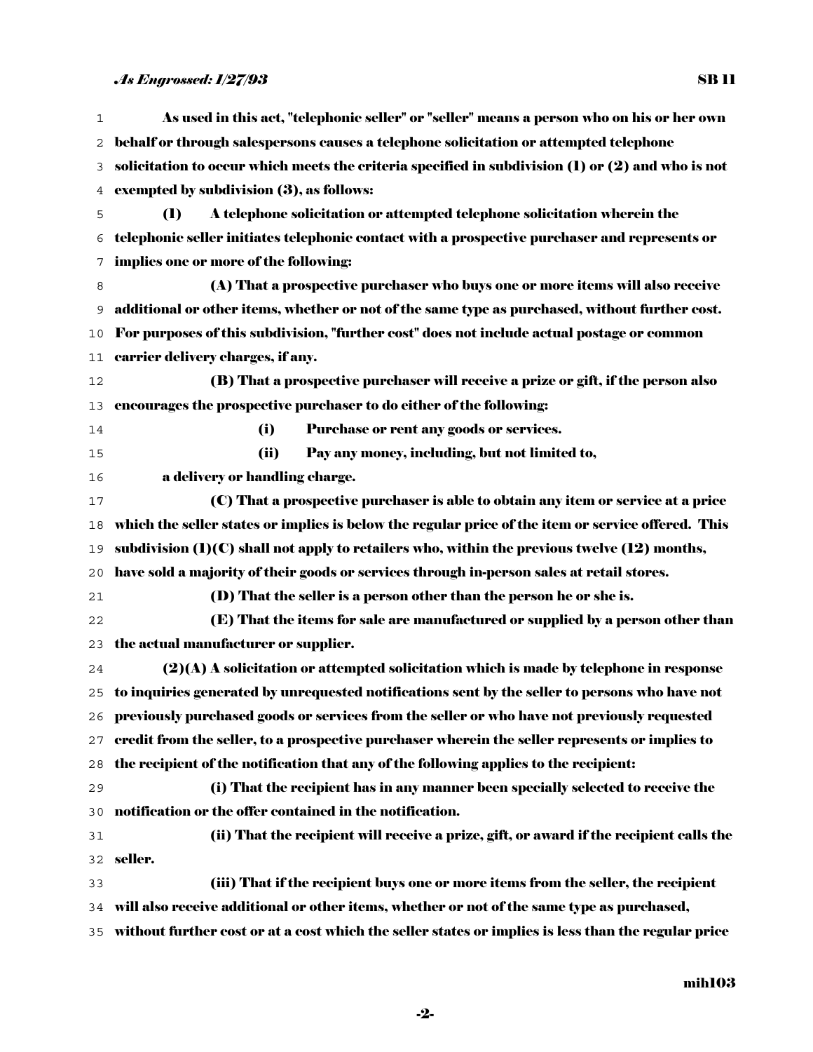As used in this act, "telephonic seller" or "seller" means a person who on his or her own behalf or through salespersons causes a telephone solicitation or attempted telephone solicitation to occur which meets the criteria specified in subdivision (1) or (2) and who is not exempted by subdivision (3), as follows:

(1) A telephone solicitation or attempted telephone solicitation wherein the telephonic seller initiates telephonic contact with a prospective purchaser and represents or implies one or more of the following:

(A) That a prospective purchaser who buys one or more items will also receive additional or other items, whether or not of the same type as purchased, without further cost. For purposes of this subdivision, "further cost" does not include actual postage or common carrier delivery charges, if any.

(B) That a prospective purchaser will receive a prize or gift, if the person also encourages the prospective purchaser to do either of the following:

(i) Purchase or rent any goods or services.

(ii) Pay any money, including, but not limited to, a delivery or handling charge.

(C) That a prospective purchaser is able to obtain any item or service at a price which the seller states or implies is below the regular price of the item or service offered. This subdivision (1)(C) shall not apply to retailers who, within the previous twelve (12) months, have sold a majority of their goods or services through in-person sales at retail stores.

(D) That the seller is a person other than the person he or she is.

(E) That the items for sale are manufactured or supplied by a person other than the actual manufacturer or supplier.

(2)(A) A solicitation or attempted solicitation which is made by telephone in response to inquiries generated by unrequested notifications sent by the seller to persons who have not previously purchased goods or services from the seller or who have not previously requested credit from the seller, to a prospective purchaser wherein the seller represents or implies to the recipient of the notification that any of the following applies to the recipient:

(i) That the recipient has in any manner been specially selected to receive the notification or the offer contained in the notification.

(ii) That the recipient will receive a prize, gift, or award if the recipient calls the seller.

(iii) That if the recipient buys one or more items from the seller, the recipient will also receive additional or other items, whether or not of the same type as purchased, without further cost or at a cost which the seller states or implies is less than the regular price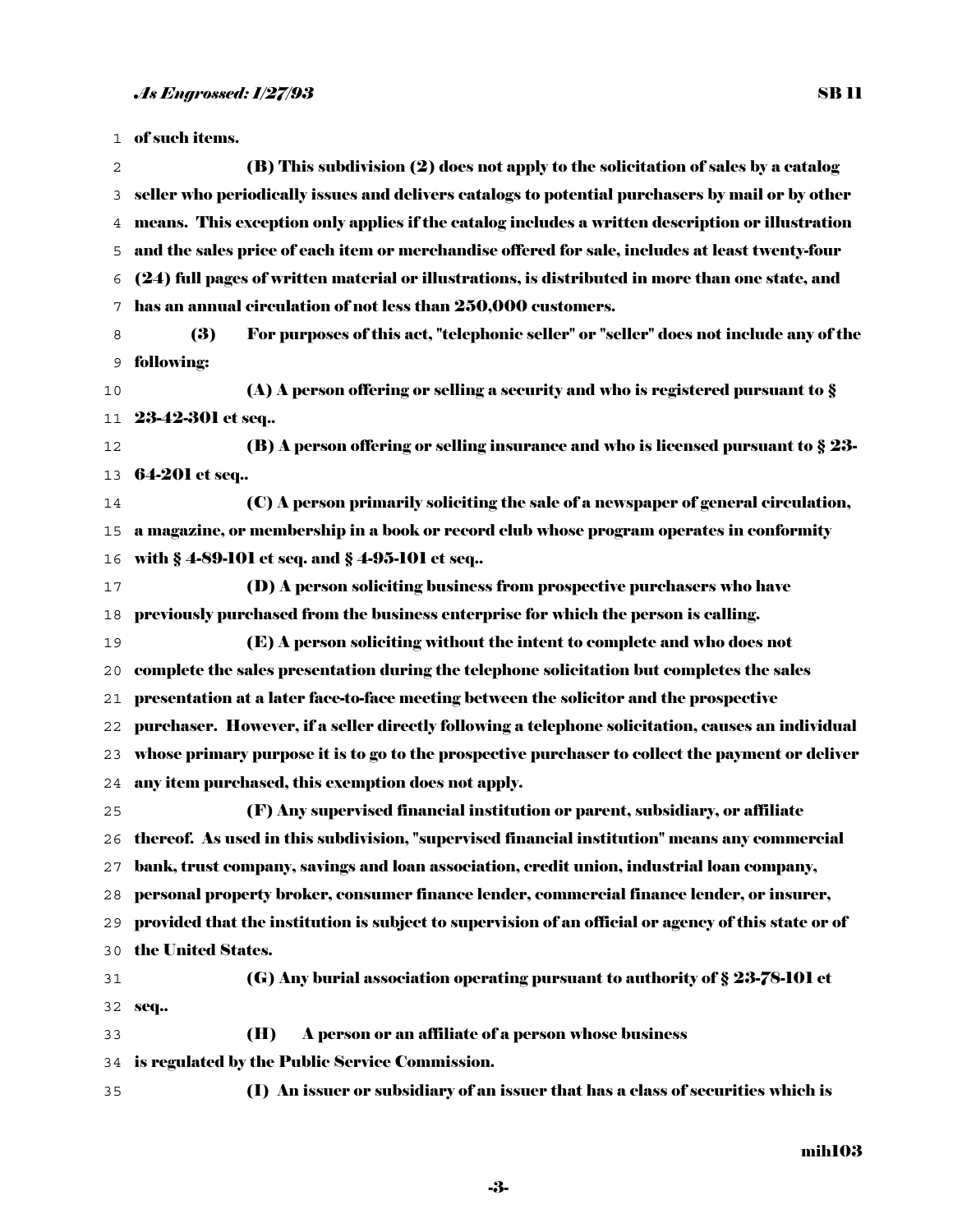of such items.

(B) This subdivision (2) does not apply to the solicitation of sales by a catalog seller who periodically issues and delivers catalogs to potential purchasers by mail or by other means. This exception only applies if the catalog includes a written description or illustration and the sales price of each item or merchandise offered for sale, includes at least twenty-four (24) full pages of written material or illustrations, is distributed in more than one state, and has an annual circulation of not less than 250,000 customers.

(3) For purposes of this act, "telephonic seller" or "seller" does not include any of the following:

(A) A person offering or selling a security and who is registered pursuant to § 23-42-301 et seq..

(B) A person offering or selling insurance and who is licensed pursuant to § 23-64-201 et seq..

(C) A person primarily soliciting the sale of a newspaper of general circulation, a magazine, or membership in a book or record club whose program operates in conformity with § 4-89-101 et seq. and § 4-95-101 et seq..

(D) A person soliciting business from prospective purchasers who have previously purchased from the business enterprise for which the person is calling.

(E) A person soliciting without the intent to complete and who does not complete the sales presentation during the telephone solicitation but completes the sales presentation at a later face-to-face meeting between the solicitor and the prospective purchaser. However, if a seller directly following a telephone solicitation, causes an individual whose primary purpose it is to go to the prospective purchaser to collect the payment or deliver any item purchased, this exemption does not apply.

(F) Any supervised financial institution or parent, subsidiary, or affiliate thereof. As used in this subdivision, "supervised financial institution" means any commercial bank, trust company, savings and loan association, credit union, industrial loan company, personal property broker, consumer finance lender, commercial finance lender, or insurer, provided that the institution is subject to supervision of an official or agency of this state or of the United States.

(G) Any burial association operating pursuant to authority of § 23-78-101 et seq..

(H) A person or an affiliate of a person whose business is regulated by the Public Service Commission.

(I) An issuer or subsidiary of an issuer that has a class of securities which is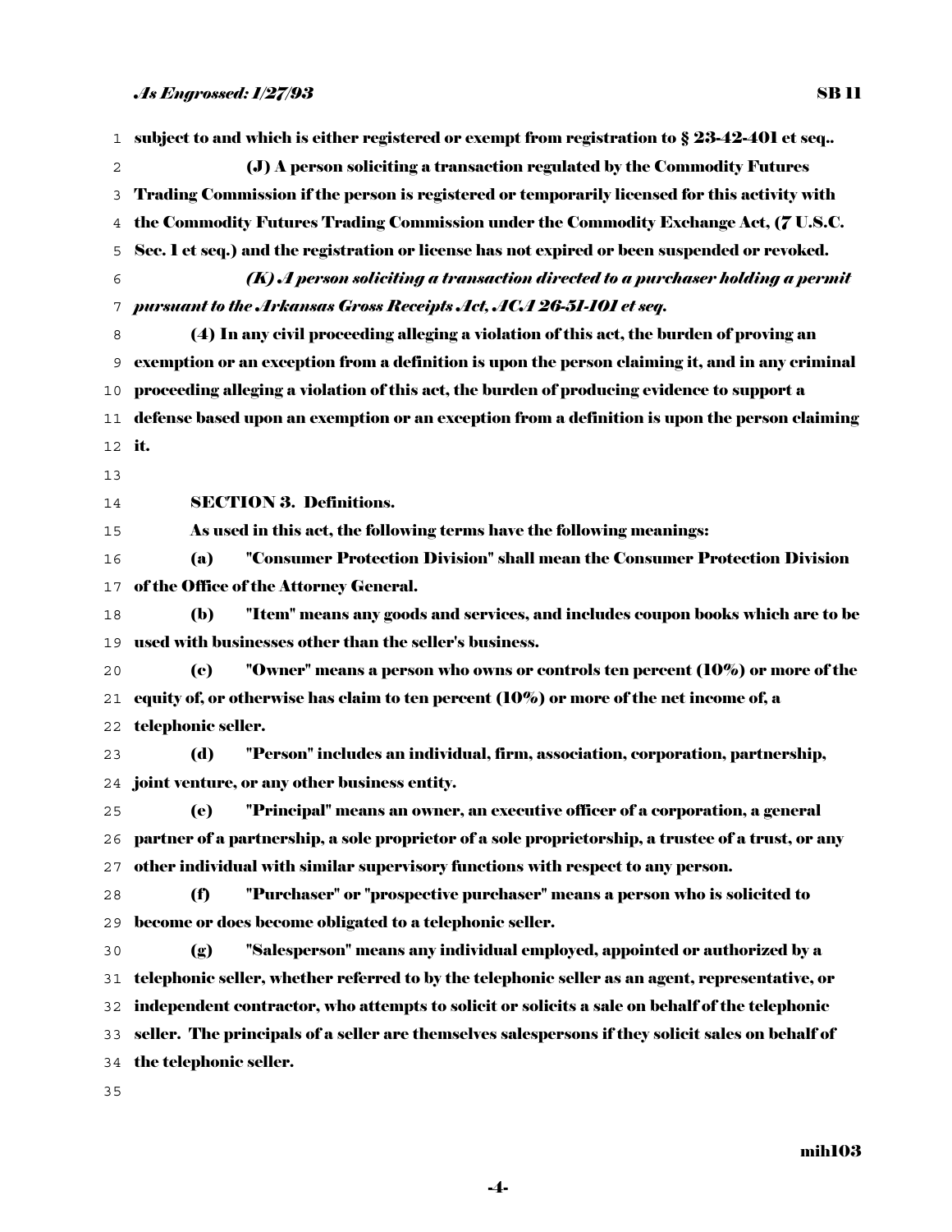subject to and which is either registered or exempt from registration to § 23-42-401 et seq..

(J) A person soliciting a transaction regulated by the Commodity Futures Trading Commission if the person is registered or temporarily licensed for this activity with the Commodity Futures Trading Commission under the Commodity Exchange Act, (7 U.S.C. Sec. 1 et seq.) and the registration or license has not expired or been suspended or revoked.

*(K) A person soliciting a transaction directed to a purchaser holding a permit pursuant to the Arkansas Gross Receipts Act, ACA 26-51-101 et seq.*

(4) In any civil proceeding alleging a violation of this act, the burden of proving an exemption or an exception from a definition is upon the person claiming it, and in any criminal proceeding alleging a violation of this act, the burden of producing evidence to support a defense based upon an exemption or an exception from a definition is upon the person claiming it.

SECTION 3. Definitions.

As used in this act, the following terms have the following meanings:

(a) "Consumer Protection Division" shall mean the Consumer Protection Division of the Office of the Attorney General.

(b) "Item" means any goods and services, and includes coupon books which are to be used with businesses other than the seller's business.

(c) "Owner" means a person who owns or controls ten percent (10%) or more of the equity of, or otherwise has claim to ten percent (10%) or more of the net income of, a telephonic seller.

(d) "Person" includes an individual, firm, association, corporation, partnership, joint venture, or any other business entity.

(e) "Principal" means an owner, an executive officer of a corporation, a general partner of a partnership, a sole proprietor of a sole proprietorship, a trustee of a trust, or any other individual with similar supervisory functions with respect to any person.

(f) "Purchaser" or "prospective purchaser" means a person who is solicited to become or does become obligated to a telephonic seller.

(g) "Salesperson" means any individual employed, appointed or authorized by a telephonic seller, whether referred to by the telephonic seller as an agent, representative, or independent contractor, who attempts to solicit or solicits a sale on behalf of the telephonic seller. The principals of a seller are themselves salespersons if they solicit sales on behalf of the telephonic seller.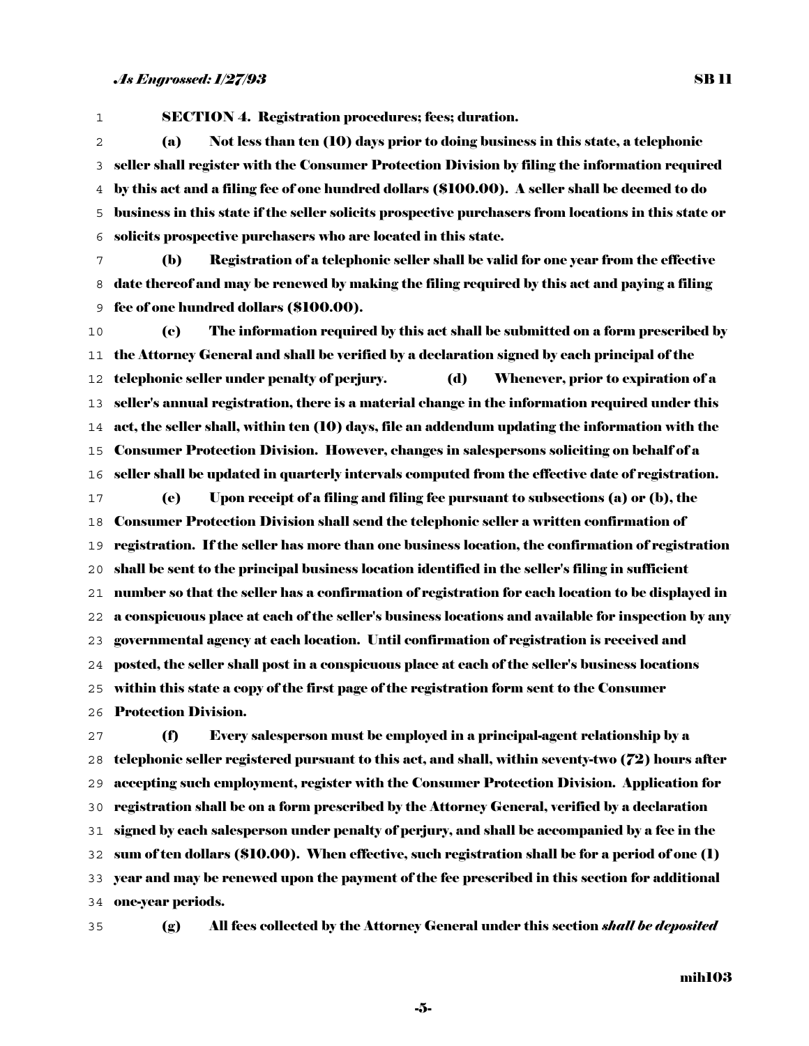**SECTION 4. Registration procedures; fees; duration.**

**(a) Not less than ten (10) days prior to doing business in this state, a telephonic seller shall register with the Consumer Protection Division by filing the information required by this act and a filing fee of one hundred dollars ($100.00). A seller shall be deemed to do business in this state if the seller solicits prospective purchasers from locations in this state or solicits prospective purchasers who are located in this state.**

**(b) Registration of a telephonic seller shall be valid for one year from the effective date thereof and may be renewed by making the filing required by this act and paying a filing fee of one hundred dollars ($100.00).**

**(c) The information required by this act shall be submitted on a form prescribed by the Attorney General and shall be verified by a declaration signed by each principal of the telephonic seller under penalty of perjury.**

**(d) Whenever, prior to expiration of a seller's annual registration, there is a material change in the information required under this act, the seller shall, within ten (10) days, file an addendum updating the information with the Consumer Protection Division. However, changes in salespersons soliciting on behalf of a seller shall be updated in quarterly intervals computed from the effective date of registration.**

**(e) Upon receipt of a filing and filing fee pursuant to subsections (a) or (b), the Consumer Protection Division shall send the telephonic seller a written confirmation of registration. If the seller has more than one business location, the confirmation of registration shall be sent to the principal business location identified in the seller's filing in sufficient number so that the seller has a confirmation of registration for each location to be displayed in a conspicuous place at each of the seller's business locations and available for inspection by any governmental agency at each location. Until confirmation of registration is received and posted, the seller shall post in a conspicuous place at each of the seller's business locations within this state a copy of the first page of the registration form sent to the Consumer Protection Division.**

**(f) Every salesperson must be employed in a principal-agent relationship by a telephonic seller registered pursuant to this act, and shall, within seventy-two (72) hours after accepting such employment, register with the Consumer Protection Division. Application for registration shall be on a form prescribed by the Attorney General, verified by a declaration signed by each salesperson under penalty of perjury, and shall be accompanied by a fee in the sum of ten dollars ($10.00). When effective, such registration shall be for a period of one (1) year and may be renewed upon the payment of the fee prescribed in this section for additional one-year periods.**

**(g) All fees collected by the Attorney General under this section** ***shall be deposited***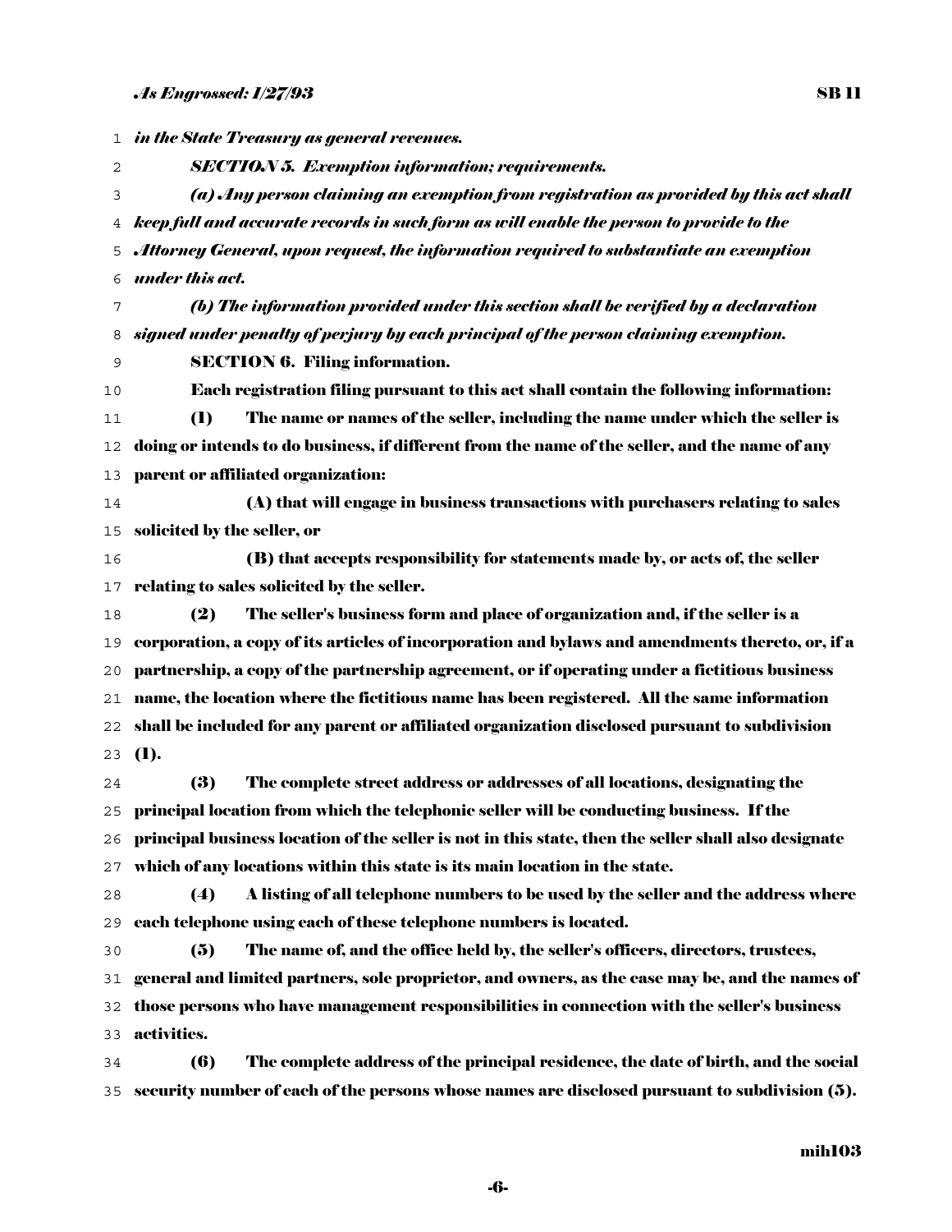*in the State Treasury as general revenues.*

***SECTION 5. Exemption information; requirements.***

*(a) Any person claiming an exemption from registration as provided by this act shall keep full and accurate records in such form as will enable the person to provide to the Attorney General, upon request, the information required to substantiate an exemption under this act.*

*(b) The information provided under this section shall be verified by a declaration signed under penalty of perjury by each principal of the person claiming exemption.*

**SECTION 6. Filing information.**

**Each registration filing pursuant to this act shall contain the following information:**

**(1) The name or names of the seller, including the name under which the seller is doing or intends to do business, if different from the name of the seller, and the name of any parent or affiliated organization:**

**(A) that will engage in business transactions with purchasers relating to sales solicited by the seller, or**

**(B) that accepts responsibility for statements made by, or acts of, the seller relating to sales solicited by the seller.**

**(2) The seller's business form and place of organization and, if the seller is a corporation, a copy of its articles of incorporation and bylaws and amendments thereto, or, if a partnership, a copy of the partnership agreement, or if operating under a fictitious business name, the location where the fictitious name has been registered. All the same information shall be included for any parent or affiliated organization disclosed pursuant to subdivision (1).**

**(3) The complete street address or addresses of all locations, designating the principal location from which the telephonic seller will be conducting business. If the principal business location of the seller is not in this state, then the seller shall also designate which of any locations within this state is its main location in the state.**

**(4) A listing of all telephone numbers to be used by the seller and the address where each telephone using each of these telephone numbers is located.**

**(5) The name of, and the office held by, the seller's officers, directors, trustees, general and limited partners, sole proprietor, and owners, as the case may be, and the names of those persons who have management responsibilities in connection with the seller's business activities.**

**(6) The complete address of the principal residence, the date of birth, and the social security number of each of the persons whose names are disclosed pursuant to subdivision (5).**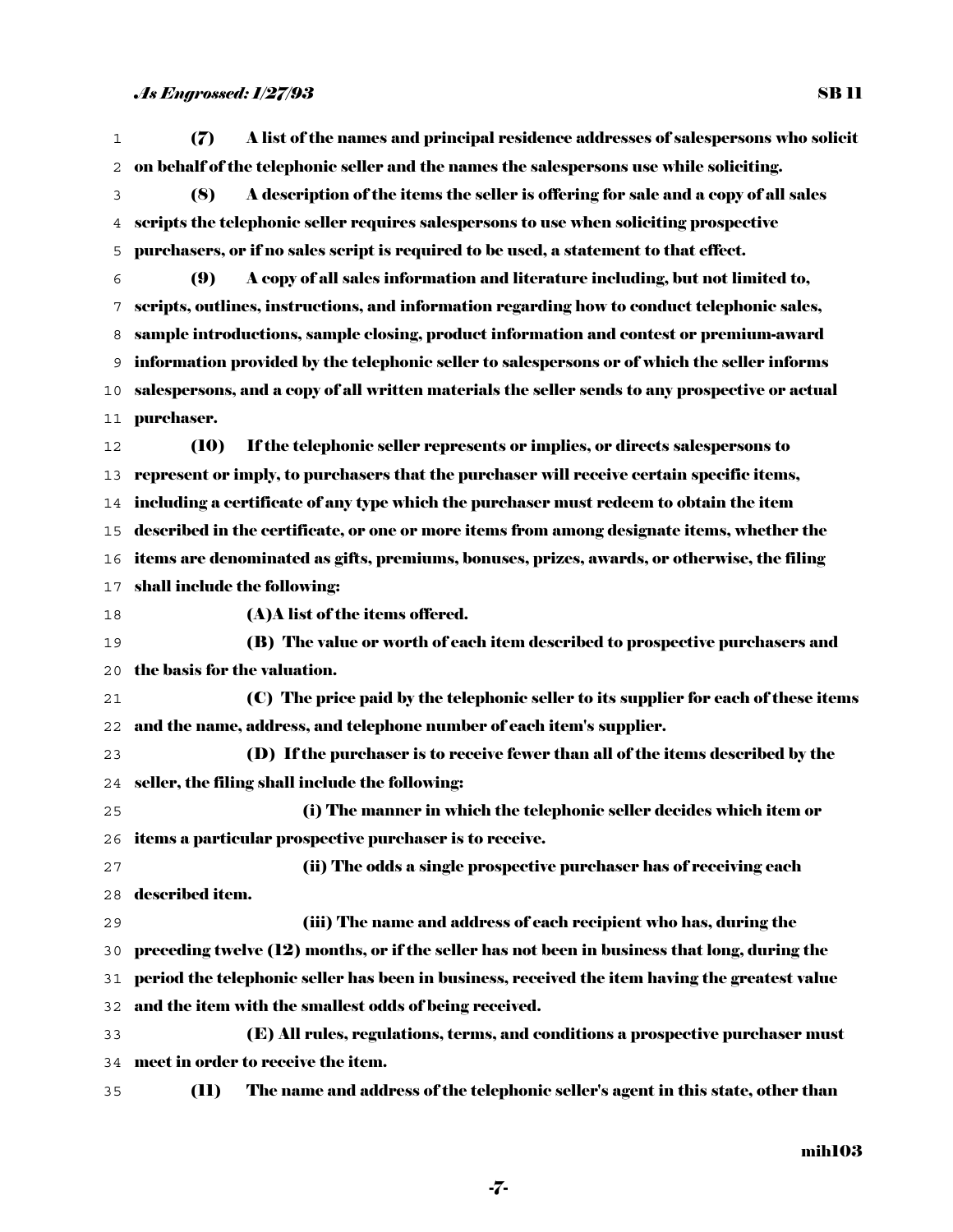(7) A list of the names and principal residence addresses of salespersons who solicit on behalf of the telephonic seller and the names the salespersons use while soliciting.

(8) A description of the items the seller is offering for sale and a copy of all sales scripts the telephonic seller requires salespersons to use when soliciting prospective purchasers, or if no sales script is required to be used, a statement to that effect.

(9) A copy of all sales information and literature including, but not limited to, scripts, outlines, instructions, and information regarding how to conduct telephonic sales, sample introductions, sample closing, product information and contest or premium-award information provided by the telephonic seller to salespersons or of which the seller informs salespersons, and a copy of all written materials the seller sends to any prospective or actual purchaser.

(10) If the telephonic seller represents or implies, or directs salespersons to represent or imply, to purchasers that the purchaser will receive certain specific items, including a certificate of any type which the purchaser must redeem to obtain the item described in the certificate, or one or more items from among designate items, whether the items are denominated as gifts, premiums, bonuses, prizes, awards, or otherwise, the filing shall include the following:

(A) A list of the items offered.

(B) The value or worth of each item described to prospective purchasers and the basis for the valuation.

(C) The price paid by the telephonic seller to its supplier for each of these items and the name, address, and telephone number of each item's supplier.

(D) If the purchaser is to receive fewer than all of the items described by the seller, the filing shall include the following:

(i) The manner in which the telephonic seller decides which item or items a particular prospective purchaser is to receive.

(ii) The odds a single prospective purchaser has of receiving each described item.

(iii) The name and address of each recipient who has, during the preceding twelve (12) months, or if the seller has not been in business that long, during the period the telephonic seller has been in business, received the item having the greatest value and the item with the smallest odds of being received.

(E) All rules, regulations, terms, and conditions a prospective purchaser must meet in order to receive the item.

(11) The name and address of the telephonic seller's agent in this state, other than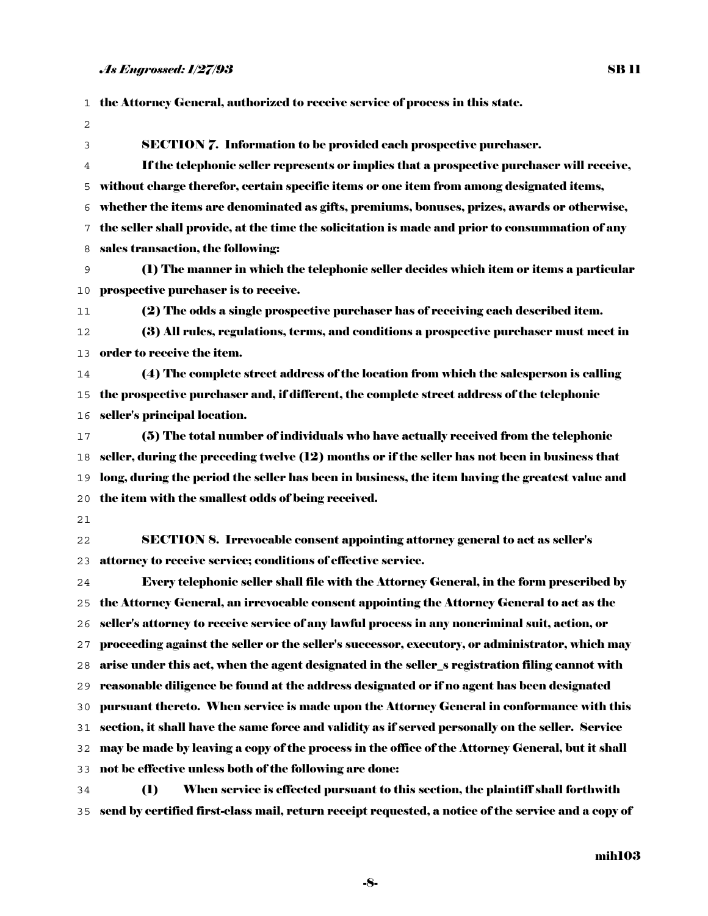the Attorney General, authorized to receive service of process in this state.

**SECTION 7. Information to be provided each prospective purchaser.**

If the telephonic seller represents or implies that a prospective purchaser will receive, without charge therefor, certain specific items or one item from among designated items, whether the items are denominated as gifts, premiums, bonuses, prizes, awards or otherwise, the seller shall provide, at the time the solicitation is made and prior to consummation of any sales transaction, the following:

(1) The manner in which the telephonic seller decides which item or items a particular prospective purchaser is to receive.

(2) The odds a single prospective purchaser has of receiving each described item.

(3) All rules, regulations, terms, and conditions a prospective purchaser must meet in order to receive the item.

(4) The complete street address of the location from which the salesperson is calling the prospective purchaser and, if different, the complete street address of the telephonic seller's principal location.

(5) The total number of individuals who have actually received from the telephonic seller, during the preceding twelve (12) months or if the seller has not been in business that long, during the period the seller has been in business, the item having the greatest value and the item with the smallest odds of being received.

**SECTION 8. Irrevocable consent appointing attorney general to act as seller's attorney to receive service; conditions of effective service.**

Every telephonic seller shall file with the Attorney General, in the form prescribed by the Attorney General, an irrevocable consent appointing the Attorney General to act as the seller's attorney to receive service of any lawful process in any noncriminal suit, action, or proceeding against the seller or the seller's successor, executory, or administrator, which may arise under this act, when the agent designated in the seller_s registration filing cannot with reasonable diligence be found at the address designated or if no agent has been designated pursuant thereto. When service is made upon the Attorney General in conformance with this section, it shall have the same force and validity as if served personally on the seller. Service may be made by leaving a copy of the process in the office of the Attorney General, but it shall not be effective unless both of the following are done:

(1) When service is effected pursuant to this section, the plaintiff shall forthwith send by certified first-class mail, return receipt requested, a notice of the service and a copy of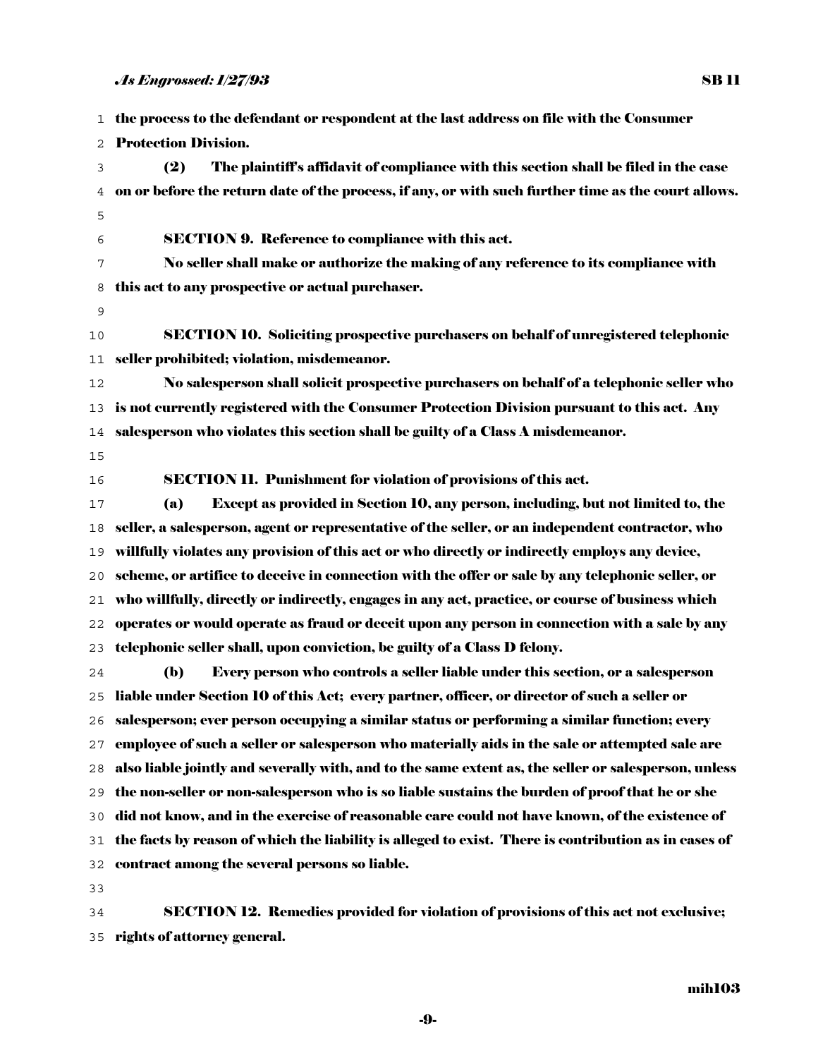the process to the defendant or respondent at the last address on file with the Consumer Protection Division.

(2) The plaintiff's affidavit of compliance with this section shall be filed in the case on or before the return date of the process, if any, or with such further time as the court allows.

**SECTION 9. Reference to compliance with this act.**

No seller shall make or authorize the making of any reference to its compliance with this act to any prospective or actual purchaser.

**SECTION 10. Soliciting prospective purchasers on behalf of unregistered telephonic seller prohibited; violation, misdemeanor.**

No salesperson shall solicit prospective purchasers on behalf of a telephonic seller who is not currently registered with the Consumer Protection Division pursuant to this act. Any salesperson who violates this section shall be guilty of a Class A misdemeanor.

**SECTION 11. Punishment for violation of provisions of this act.**

(a) Except as provided in Section 10, any person, including, but not limited to, the seller, a salesperson, agent or representative of the seller, or an independent contractor, who willfully violates any provision of this act or who directly or indirectly employs any device, scheme, or artifice to deceive in connection with the offer or sale by any telephonic seller, or who willfully, directly or indirectly, engages in any act, practice, or course of business which operates or would operate as fraud or deceit upon any person in connection with a sale by any telephonic seller shall, upon conviction, be guilty of a Class D felony.

(b) Every person who controls a seller liable under this section, or a salesperson liable under Section 10 of this Act; every partner, officer, or director of such a seller or salesperson; ever person occupying a similar status or performing a similar function; every employee of such a seller or salesperson who materially aids in the sale or attempted sale are also liable jointly and severally with, and to the same extent as, the seller or salesperson, unless the non-seller or non-salesperson who is so liable sustains the burden of proof that he or she did not know, and in the exercise of reasonable care could not have known, of the existence of the facts by reason of which the liability is alleged to exist. There is contribution as in cases of contract among the several persons so liable.

**SECTION 12. Remedies provided for violation of provisions of this act not exclusive; rights of attorney general.**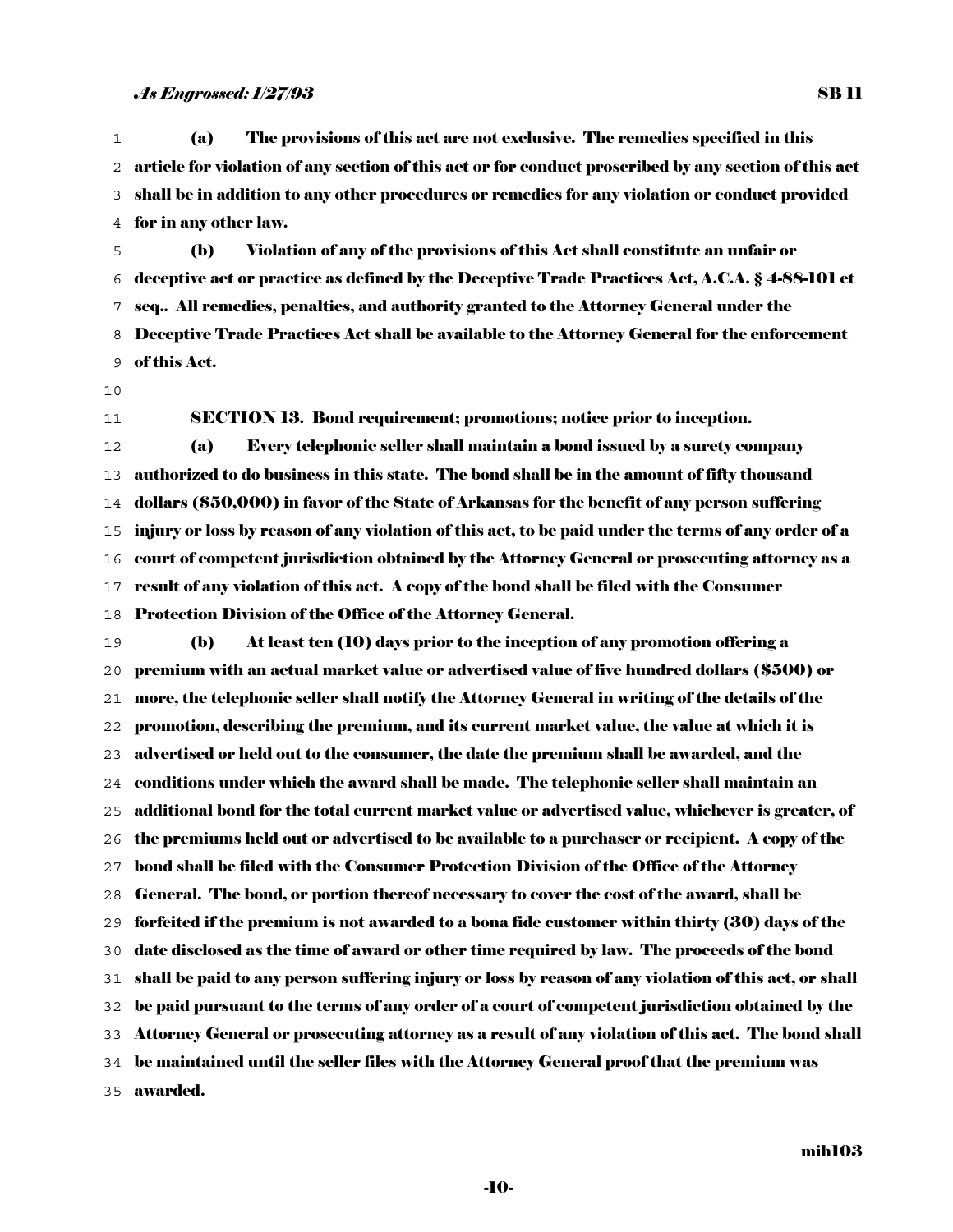(a) The provisions of this act are not exclusive. The remedies specified in this article for violation of any section of this act or for conduct proscribed by any section of this act shall be in addition to any other procedures or remedies for any violation or conduct provided for in any other law.

(b) Violation of any of the provisions of this Act shall constitute an unfair or deceptive act or practice as defined by the Deceptive Trade Practices Act, A.C.A. § 4-88-101 et seq.. All remedies, penalties, and authority granted to the Attorney General under the Deceptive Trade Practices Act shall be available to the Attorney General for the enforcement of this Act.

SECTION 13. Bond requirement; promotions; notice prior to inception.

(a) Every telephonic seller shall maintain a bond issued by a surety company authorized to do business in this state. The bond shall be in the amount of fifty thousand dollars ($50,000) in favor of the State of Arkansas for the benefit of any person suffering injury or loss by reason of any violation of this act, to be paid under the terms of any order of a court of competent jurisdiction obtained by the Attorney General or prosecuting attorney as a result of any violation of this act. A copy of the bond shall be filed with the Consumer Protection Division of the Office of the Attorney General.

(b) At least ten (10) days prior to the inception of any promotion offering a premium with an actual market value or advertised value of five hundred dollars ($500) or more, the telephonic seller shall notify the Attorney General in writing of the details of the promotion, describing the premium, and its current market value, the value at which it is advertised or held out to the consumer, the date the premium shall be awarded, and the conditions under which the award shall be made. The telephonic seller shall maintain an additional bond for the total current market value or advertised value, whichever is greater, of the premiums held out or advertised to be available to a purchaser or recipient. A copy of the bond shall be filed with the Consumer Protection Division of the Office of the Attorney General. The bond, or portion thereof necessary to cover the cost of the award, shall be forfeited if the premium is not awarded to a bona fide customer within thirty (30) days of the date disclosed as the time of award or other time required by law. The proceeds of the bond shall be paid to any person suffering injury or loss by reason of any violation of this act, or shall be paid pursuant to the terms of any order of a court of competent jurisdiction obtained by the Attorney General or prosecuting attorney as a result of any violation of this act. The bond shall be maintained until the seller files with the Attorney General proof that the premium was awarded.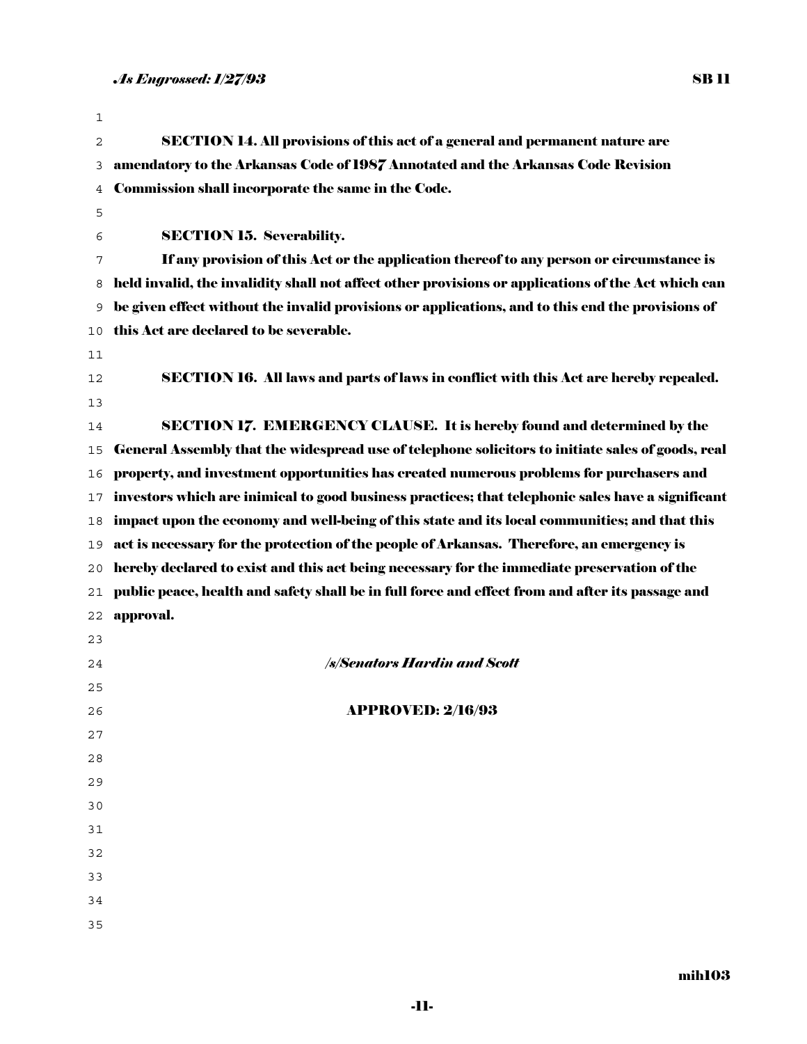**SECTION 14. All provisions of this act of a general and permanent nature are amendatory to the Arkansas Code of 1987 Annotated and the Arkansas Code Revision Commission shall incorporate the same in the Code.**

**SECTION 15. Severability.**

**If any provision of this Act or the application thereof to any person or circumstance is held invalid, the invalidity shall not affect other provisions or applications of the Act which can be given effect without the invalid provisions or applications, and to this end the provisions of this Act are declared to be severable.**

**SECTION 16. All laws and parts of laws in conflict with this Act are hereby repealed.**

**SECTION 17. EMERGENCY CLAUSE. It is hereby found and determined by the General Assembly that the widespread use of telephone solicitors to initiate sales of goods, real property, and investment opportunities has created numerous problems for purchasers and investors which are inimical to good business practices; that telephonic sales have a significant impact upon the economy and well-being of this state and its local communities; and that this act is necessary for the protection of the people of Arkansas. Therefore, an emergency is hereby declared to exist and this act being necessary for the immediate preservation of the public peace, health and safety shall be in full force and effect from and after its passage and approval.**

***/s/Senators Hardin and Scott***

**APPROVED: 2/16/93**